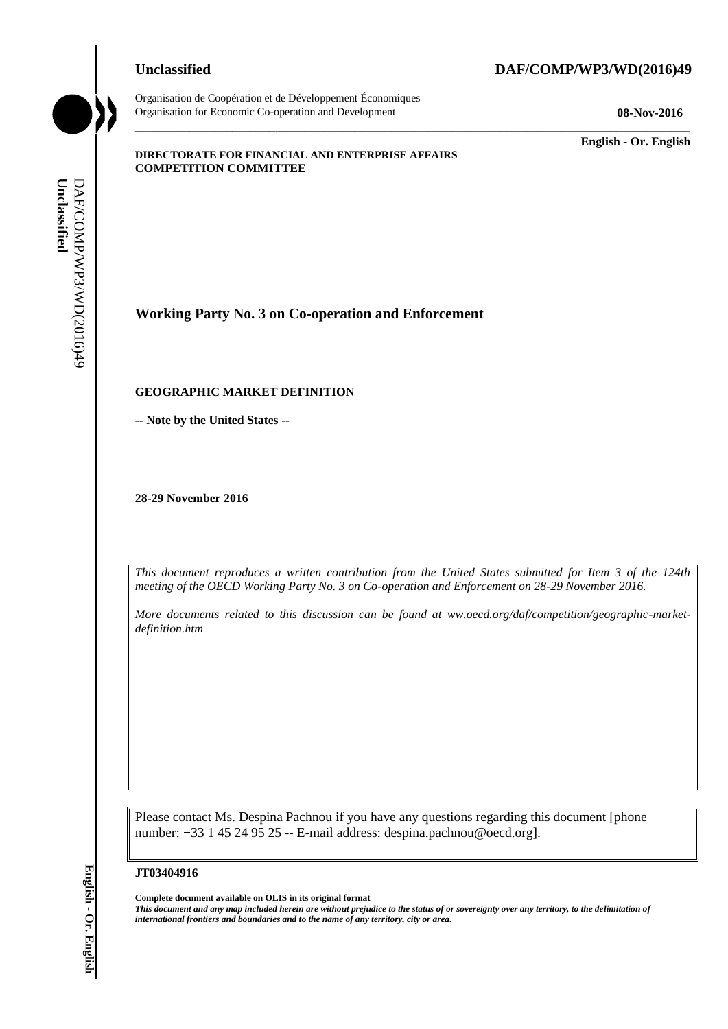**Unclassified** **DAF/COMP/WP3/WD(2016)49**

Organisation de Coopération et de Développement Économiques
Organisation for Economic Co-operation and Development

**08-Nov-2016**

**English - Or. English**

**DIRECTORATE FOR FINANCIAL AND ENTERPRISE AFFAIRS**
**COMPETITION COMMITTEE**

## Working Party No. 3 on Co-operation and Enforcement

### GEOGRAPHIC MARKET DEFINITION

**-- Note by the United States --**

**28-29 November 2016**

*This document reproduces a written contribution from the United States submitted for Item 3 of the 124th meeting of the OECD Working Party No. 3 on Co-operation and Enforcement on 28-29 November 2016.*

*More documents related to this discussion can be found at ww.oecd.org/daf/competition/geographic-market-definition.htm*

Please contact Ms. Despina Pachnou if you have any questions regarding this document [phone number: +33 1 45 24 95 25 -- E-mail address: despina.pachnou@oecd.org].

**JT03404916**

**Complete document available on OLIS in its original format**

***This document and any map included herein are without prejudice to the status of or sovereignty over any territory, to the delimitation of international frontiers and boundaries and to the name of any territory, city or area.***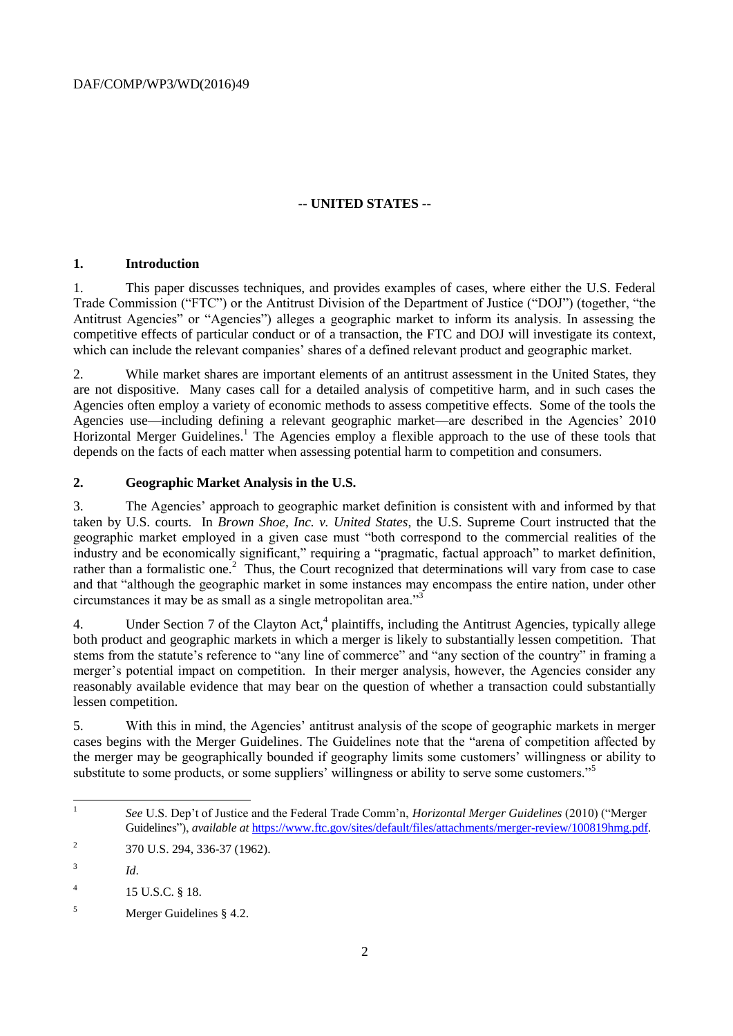## -- UNITED STATES --

### 1. Introduction

1. This paper discusses techniques, and provides examples of cases, where either the U.S. Federal Trade Commission ("FTC") or the Antitrust Division of the Department of Justice ("DOJ") (together, "the Antitrust Agencies" or "Agencies") alleges a geographic market to inform its analysis. In assessing the competitive effects of particular conduct or of a transaction, the FTC and DOJ will investigate its context, which can include the relevant companies' shares of a defined relevant product and geographic market.

2. While market shares are important elements of an antitrust assessment in the United States, they are not dispositive. Many cases call for a detailed analysis of competitive harm, and in such cases the Agencies often employ a variety of economic methods to assess competitive effects. Some of the tools the Agencies use—including defining a relevant geographic market—are described in the Agencies' 2010 Horizontal Merger Guidelines.[1] The Agencies employ a flexible approach to the use of these tools that depends on the facts of each matter when assessing potential harm to competition and consumers.

### 2. Geographic Market Analysis in the U.S.

3. The Agencies' approach to geographic market definition is consistent with and informed by that taken by U.S. courts. In *Brown Shoe, Inc. v. United States*, the U.S. Supreme Court instructed that the geographic market employed in a given case must "both correspond to the commercial realities of the industry and be economically significant," requiring a "pragmatic, factual approach" to market definition, rather than a formalistic one.[2] Thus, the Court recognized that determinations will vary from case to case and that "although the geographic market in some instances may encompass the entire nation, under other circumstances it may be as small as a single metropolitan area."[3]

4. Under Section 7 of the Clayton Act,[4] plaintiffs, including the Antitrust Agencies, typically allege both product and geographic markets in which a merger is likely to substantially lessen competition. That stems from the statute's reference to "any line of commerce" and "any section of the country" in framing a merger's potential impact on competition. In their merger analysis, however, the Agencies consider any reasonably available evidence that may bear on the question of whether a transaction could substantially lessen competition.

5. With this in mind, the Agencies' antitrust analysis of the scope of geographic markets in merger cases begins with the Merger Guidelines. The Guidelines note that the "arena of competition affected by the merger may be geographically bounded if geography limits some customers' willingness or ability to substitute to some products, or some suppliers' willingness or ability to serve some customers."[5]

---

[1] *See* U.S. Dep't of Justice and the Federal Trade Comm'n, *Horizontal Merger Guidelines* (2010) ("Merger Guidelines"), *available at* https://www.ftc.gov/sites/default/files/attachments/merger-review/100819hmg.pdf.

[2] 370 U.S. 294, 336-37 (1962).

[3] *Id*.

[4] 15 U.S.C. § 18.

[5] Merger Guidelines § 4.2.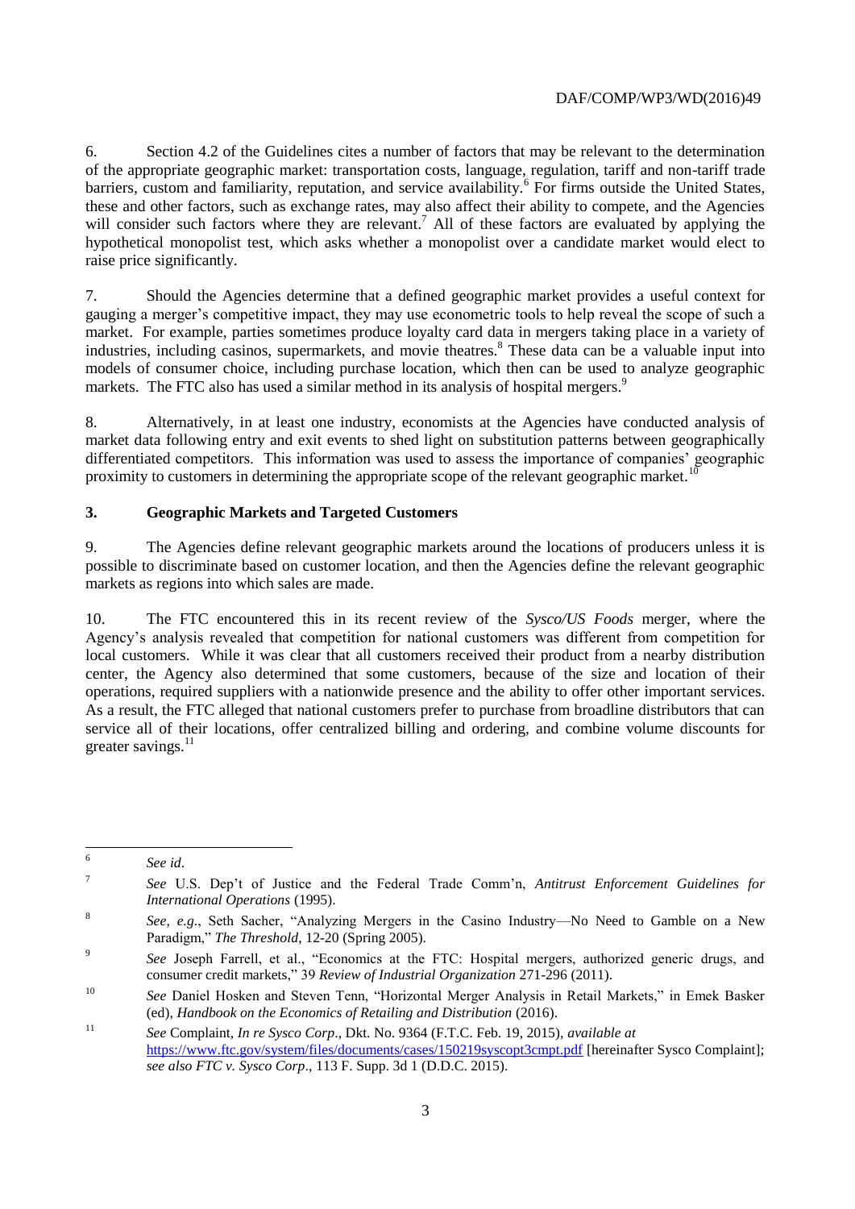6. Section 4.2 of the Guidelines cites a number of factors that may be relevant to the determination of the appropriate geographic market: transportation costs, language, regulation, tariff and non-tariff trade barriers, custom and familiarity, reputation, and service availability.[6] For firms outside the United States, these and other factors, such as exchange rates, may also affect their ability to compete, and the Agencies will consider such factors where they are relevant.[7] All of these factors are evaluated by applying the hypothetical monopolist test, which asks whether a monopolist over a candidate market would elect to raise price significantly.

7. Should the Agencies determine that a defined geographic market provides a useful context for gauging a merger's competitive impact, they may use econometric tools to help reveal the scope of such a market. For example, parties sometimes produce loyalty card data in mergers taking place in a variety of industries, including casinos, supermarkets, and movie theatres.[8] These data can be a valuable input into models of consumer choice, including purchase location, which then can be used to analyze geographic markets. The FTC also has used a similar method in its analysis of hospital mergers.[9]

8. Alternatively, in at least one industry, economists at the Agencies have conducted analysis of market data following entry and exit events to shed light on substitution patterns between geographically differentiated competitors. This information was used to assess the importance of companies' geographic proximity to customers in determining the appropriate scope of the relevant geographic market.[10]

## 3. Geographic Markets and Targeted Customers

9. The Agencies define relevant geographic markets around the locations of producers unless it is possible to discriminate based on customer location, and then the Agencies define the relevant geographic markets as regions into which sales are made.

10. The FTC encountered this in its recent review of the *Sysco/US Foods* merger, where the Agency's analysis revealed that competition for national customers was different from competition for local customers. While it was clear that all customers received their product from a nearby distribution center, the Agency also determined that some customers, because of the size and location of their operations, required suppliers with a nationwide presence and the ability to offer other important services. As a result, the FTC alleged that national customers prefer to purchase from broadline distributors that can service all of their locations, offer centralized billing and ordering, and combine volume discounts for greater savings.[11]

---

[6] *See id*.

[7] *See* U.S. Dep't of Justice and the Federal Trade Comm'n, *Antitrust Enforcement Guidelines for International Operations* (1995).

[8] *See, e.g.*, Seth Sacher, "Analyzing Mergers in the Casino Industry—No Need to Gamble on a New Paradigm," *The Threshold*, 12-20 (Spring 2005).

[9] *See* Joseph Farrell, et al., "Economics at the FTC: Hospital mergers, authorized generic drugs, and consumer credit markets," 39 *Review of Industrial Organization* 271-296 (2011).

[10] *See* Daniel Hosken and Steven Tenn, "Horizontal Merger Analysis in Retail Markets," in Emek Basker (ed), *Handbook on the Economics of Retailing and Distribution* (2016).

[11] *See* Complaint, *In re Sysco Corp*., Dkt. No. 9364 (F.T.C. Feb. 19, 2015), *available at* https://www.ftc.gov/system/files/documents/cases/150219syscopt3cmpt.pdf [hereinafter Sysco Complaint]; *see also FTC v. Sysco Corp*., 113 F. Supp. 3d 1 (D.D.C. 2015).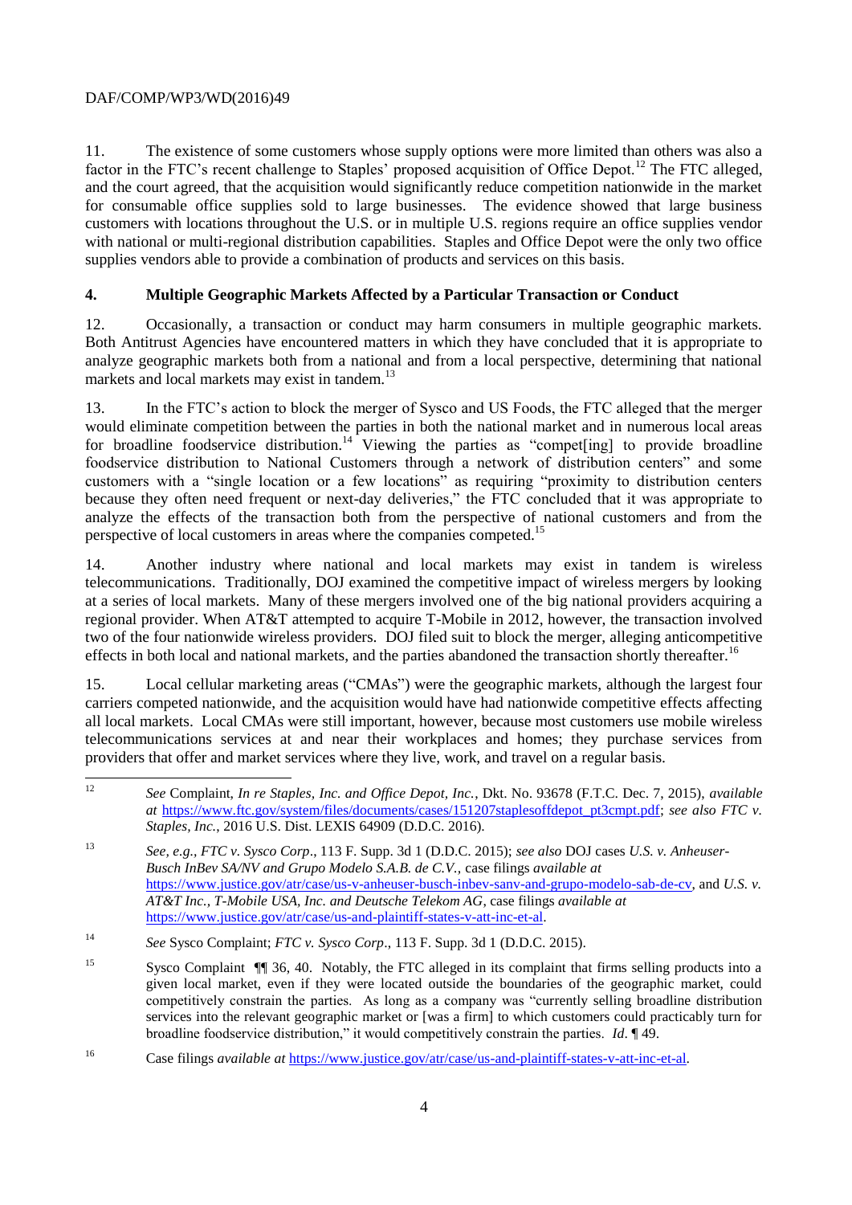11. The existence of some customers whose supply options were more limited than others was also a factor in the FTC's recent challenge to Staples' proposed acquisition of Office Depot.[12] The FTC alleged, and the court agreed, that the acquisition would significantly reduce competition nationwide in the market for consumable office supplies sold to large businesses. The evidence showed that large business customers with locations throughout the U.S. or in multiple U.S. regions require an office supplies vendor with national or multi-regional distribution capabilities. Staples and Office Depot were the only two office supplies vendors able to provide a combination of products and services on this basis.

## 4. Multiple Geographic Markets Affected by a Particular Transaction or Conduct

12. Occasionally, a transaction or conduct may harm consumers in multiple geographic markets. Both Antitrust Agencies have encountered matters in which they have concluded that it is appropriate to analyze geographic markets both from a national and from a local perspective, determining that national markets and local markets may exist in tandem.[13]

13. In the FTC's action to block the merger of Sysco and US Foods, the FTC alleged that the merger would eliminate competition between the parties in both the national market and in numerous local areas for broadline foodservice distribution.[14] Viewing the parties as "compet[ing] to provide broadline foodservice distribution to National Customers through a network of distribution centers" and some customers with a "single location or a few locations" as requiring "proximity to distribution centers because they often need frequent or next-day deliveries," the FTC concluded that it was appropriate to analyze the effects of the transaction both from the perspective of national customers and from the perspective of local customers in areas where the companies competed.[15]

14. Another industry where national and local markets may exist in tandem is wireless telecommunications. Traditionally, DOJ examined the competitive impact of wireless mergers by looking at a series of local markets. Many of these mergers involved one of the big national providers acquiring a regional provider. When AT&T attempted to acquire T-Mobile in 2012, however, the transaction involved two of the four nationwide wireless providers. DOJ filed suit to block the merger, alleging anticompetitive effects in both local and national markets, and the parties abandoned the transaction shortly thereafter.[16]

15. Local cellular marketing areas ("CMAs") were the geographic markets, although the largest four carriers competed nationwide, and the acquisition would have had nationwide competitive effects affecting all local markets. Local CMAs were still important, however, because most customers use mobile wireless telecommunications services at and near their workplaces and homes; they purchase services from providers that offer and market services where they live, work, and travel on a regular basis.

---

[12] *See* Complaint, *In re Staples, Inc. and Office Depot, Inc.*, Dkt. No. 93678 (F.T.C. Dec. 7, 2015), *available at* https://www.ftc.gov/system/files/documents/cases/151207staplesoffdepot_pt3cmpt.pdf; *see also FTC v. Staples, Inc.*, 2016 U.S. Dist. LEXIS 64909 (D.D.C. 2016).

[13] *See, e.g.*, *FTC v. Sysco Corp*., 113 F. Supp. 3d 1 (D.D.C. 2015); *see also* DOJ cases *U.S. v. Anheuser-Busch InBev SA/NV and Grupo Modelo S.A.B. de C.V.*, case filings *available at* https://www.justice.gov/atr/case/us-v-anheuser-busch-inbev-sanv-and-grupo-modelo-sab-de-cv, and *U.S. v. AT&T Inc., T-Mobile USA, Inc. and Deutsche Telekom AG*, case filings *available at* https://www.justice.gov/atr/case/us-and-plaintiff-states-v-att-inc-et-al.

[14] *See* Sysco Complaint; *FTC v. Sysco Corp*., 113 F. Supp. 3d 1 (D.D.C. 2015).

[15] Sysco Complaint ¶¶ 36, 40. Notably, the FTC alleged in its complaint that firms selling products into a given local market, even if they were located outside the boundaries of the geographic market, could competitively constrain the parties. As long as a company was "currently selling broadline distribution services into the relevant geographic market or [was a firm] to which customers could practically turn for broadline foodservice distribution," it would competitively constrain the parties. *Id*. ¶ 49.

[16] Case filings *available at* https://www.justice.gov/atr/case/us-and-plaintiff-states-v-att-inc-et-al.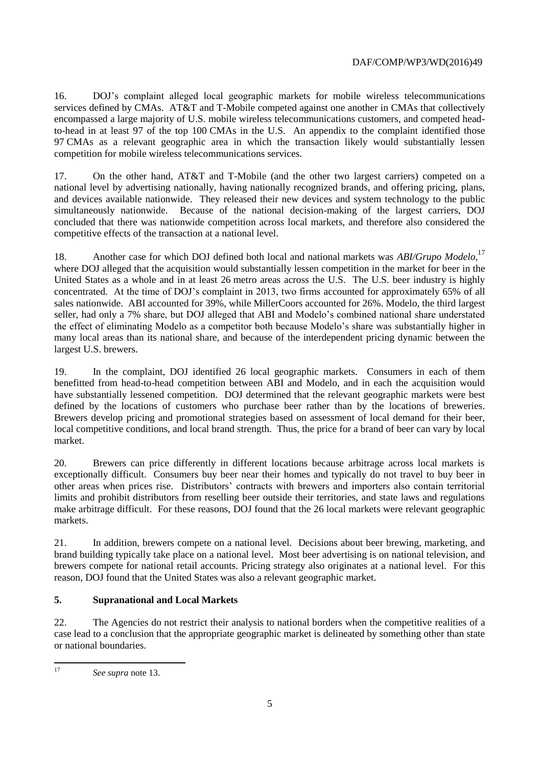16. DOJ's complaint alleged local geographic markets for mobile wireless telecommunications services defined by CMAs. AT&T and T-Mobile competed against one another in CMAs that collectively encompassed a large majority of U.S. mobile wireless telecommunications customers, and competed head-to-head in at least 97 of the top 100 CMAs in the U.S. An appendix to the complaint identified those 97 CMAs as a relevant geographic area in which the transaction likely would substantially lessen competition for mobile wireless telecommunications services.

17. On the other hand, AT&T and T-Mobile (and the other two largest carriers) competed on a national level by advertising nationally, having nationally recognized brands, and offering pricing, plans, and devices available nationwide. They released their new devices and system technology to the public simultaneously nationwide. Because of the national decision-making of the largest carriers, DOJ concluded that there was nationwide competition across local markets, and therefore also considered the competitive effects of the transaction at a national level.

18. Another case for which DOJ defined both local and national markets was *ABI/Grupo Modelo*,[17] where DOJ alleged that the acquisition would substantially lessen competition in the market for beer in the United States as a whole and in at least 26 metro areas across the U.S. The U.S. beer industry is highly concentrated. At the time of DOJ's complaint in 2013, two firms accounted for approximately 65% of all sales nationwide. ABI accounted for 39%, while MillerCoors accounted for 26%. Modelo, the third largest seller, had only a 7% share, but DOJ alleged that ABI and Modelo's combined national share understated the effect of eliminating Modelo as a competitor both because Modelo's share was substantially higher in many local areas than its national share, and because of the interdependent pricing dynamic between the largest U.S. brewers.

19. In the complaint, DOJ identified 26 local geographic markets. Consumers in each of them benefitted from head-to-head competition between ABI and Modelo, and in each the acquisition would have substantially lessened competition. DOJ determined that the relevant geographic markets were best defined by the locations of customers who purchase beer rather than by the locations of breweries. Brewers develop pricing and promotional strategies based on assessment of local demand for their beer, local competitive conditions, and local brand strength. Thus, the price for a brand of beer can vary by local market.

20. Brewers can price differently in different locations because arbitrage across local markets is exceptionally difficult. Consumers buy beer near their homes and typically do not travel to buy beer in other areas when prices rise. Distributors' contracts with brewers and importers also contain territorial limits and prohibit distributors from reselling beer outside their territories, and state laws and regulations make arbitrage difficult. For these reasons, DOJ found that the 26 local markets were relevant geographic markets.

21. In addition, brewers compete on a national level. Decisions about beer brewing, marketing, and brand building typically take place on a national level. Most beer advertising is on national television, and brewers compete for national retail accounts. Pricing strategy also originates at a national level. For this reason, DOJ found that the United States was also a relevant geographic market.

## 5. Supranational and Local Markets

22. The Agencies do not restrict their analysis to national borders when the competitive realities of a case lead to a conclusion that the appropriate geographic market is delineated by something other than state or national boundaries.

---

[17] *See supra* note 13.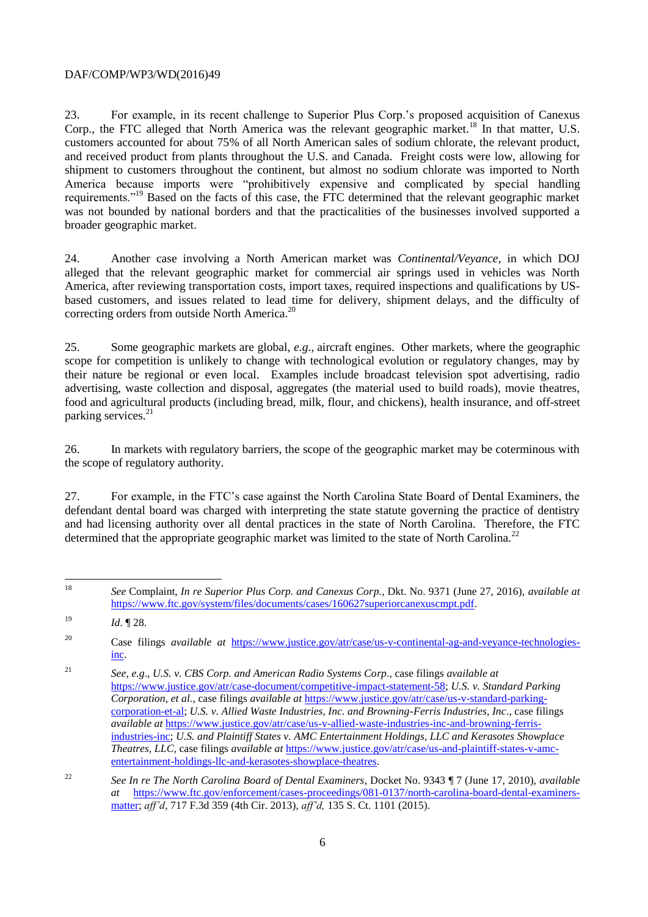23. For example, in its recent challenge to Superior Plus Corp.'s proposed acquisition of Canexus Corp., the FTC alleged that North America was the relevant geographic market.[18] In that matter, U.S. customers accounted for about 75% of all North American sales of sodium chlorate, the relevant product, and received product from plants throughout the U.S. and Canada. Freight costs were low, allowing for shipment to customers throughout the continent, but almost no sodium chlorate was imported to North America because imports were "prohibitively expensive and complicated by special handling requirements."[19] Based on the facts of this case, the FTC determined that the relevant geographic market was not bounded by national borders and that the practicalities of the businesses involved supported a broader geographic market.

24. Another case involving a North American market was *Continental/Veyance*, in which DOJ alleged that the relevant geographic market for commercial air springs used in vehicles was North America, after reviewing transportation costs, import taxes, required inspections and qualifications by US-based customers, and issues related to lead time for delivery, shipment delays, and the difficulty of correcting orders from outside North America.[20]

25. Some geographic markets are global, *e.g.*, aircraft engines. Other markets, where the geographic scope for competition is unlikely to change with technological evolution or regulatory changes, may by their nature be regional or even local. Examples include broadcast television spot advertising, radio advertising, waste collection and disposal, aggregates (the material used to build roads), movie theatres, food and agricultural products (including bread, milk, flour, and chickens), health insurance, and off-street parking services.[21]

26. In markets with regulatory barriers, the scope of the geographic market may be coterminous with the scope of regulatory authority.

27. For example, in the FTC's case against the North Carolina State Board of Dental Examiners, the defendant dental board was charged with interpreting the state statute governing the practice of dentistry and had licensing authority over all dental practices in the state of North Carolina. Therefore, the FTC determined that the appropriate geographic market was limited to the state of North Carolina.[22]

---

[18] *See* Complaint, *In re Superior Plus Corp. and Canexus Corp.*, Dkt. No. 9371 (June 27, 2016), *available at* https://www.ftc.gov/system/files/documents/cases/160627superiorcanexuscmpt.pdf.

[19] *Id*. ¶ 28.

[20] Case filings *available at* https://www.justice.gov/atr/case/us-v-continental-ag-and-veyance-technologies-inc.

[21] *See*, *e.g*., *U.S. v. CBS Corp. and American Radio Systems Corp.*, case filings *available at* https://www.justice.gov/atr/case-document/competitive-impact-statement-58; *U.S. v. Standard Parking Corporation, et al*., case filings *available at* https://www.justice.gov/atr/case/us-v-standard-parking-corporation-et-al; *U.S. v. Allied Waste Industries, Inc. and Browning-Ferris Industries, Inc*., case filings *available at* https://www.justice.gov/atr/case/us-v-allied-waste-industries-inc-and-browning-ferris-industries-inc; *U.S. and Plaintiff States v. AMC Entertainment Holdings, LLC and Kerasotes Showplace Theatres, LLC*, case filings *available at* https://www.justice.gov/atr/case/us-and-plaintiff-states-v-amc-entertainment-holdings-llc-and-kerasotes-showplace-theatres.

[22] *See In re The North Carolina Board of Dental Examiners*, Docket No. 9343 ¶ 7 (June 17, 2010), *available at* https://www.ftc.gov/enforcement/cases-proceedings/081-0137/north-carolina-board-dental-examiners-matter; *aff'd*, 717 F.3d 359 (4th Cir. 2013), *aff'd,* 135 S. Ct. 1101 (2015).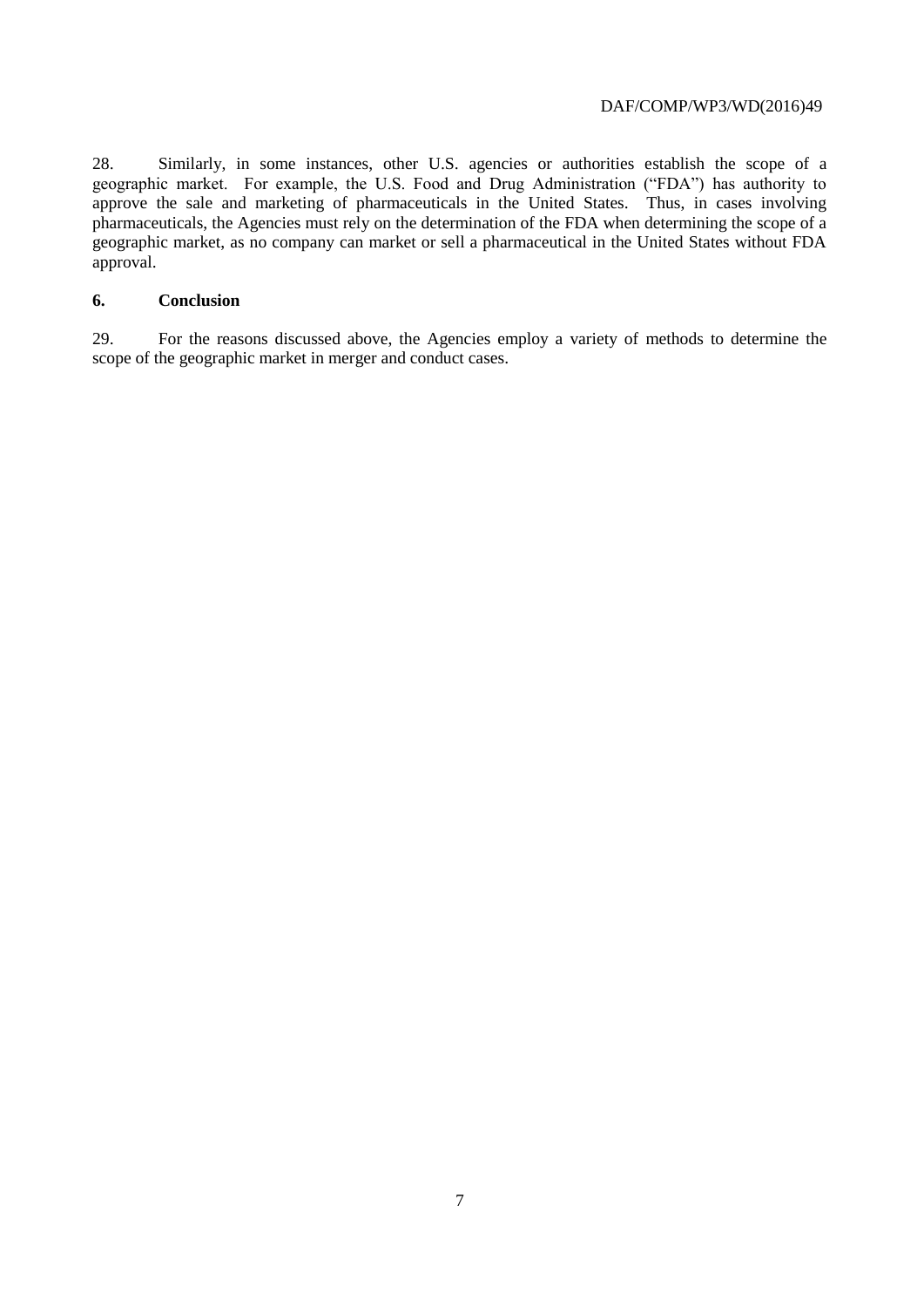28. Similarly, in some instances, other U.S. agencies or authorities establish the scope of a geographic market. For example, the U.S. Food and Drug Administration ("FDA") has authority to approve the sale and marketing of pharmaceuticals in the United States. Thus, in cases involving pharmaceuticals, the Agencies must rely on the determination of the FDA when determining the scope of a geographic market, as no company can market or sell a pharmaceutical in the United States without FDA approval.

## 6. Conclusion

29. For the reasons discussed above, the Agencies employ a variety of methods to determine the scope of the geographic market in merger and conduct cases.